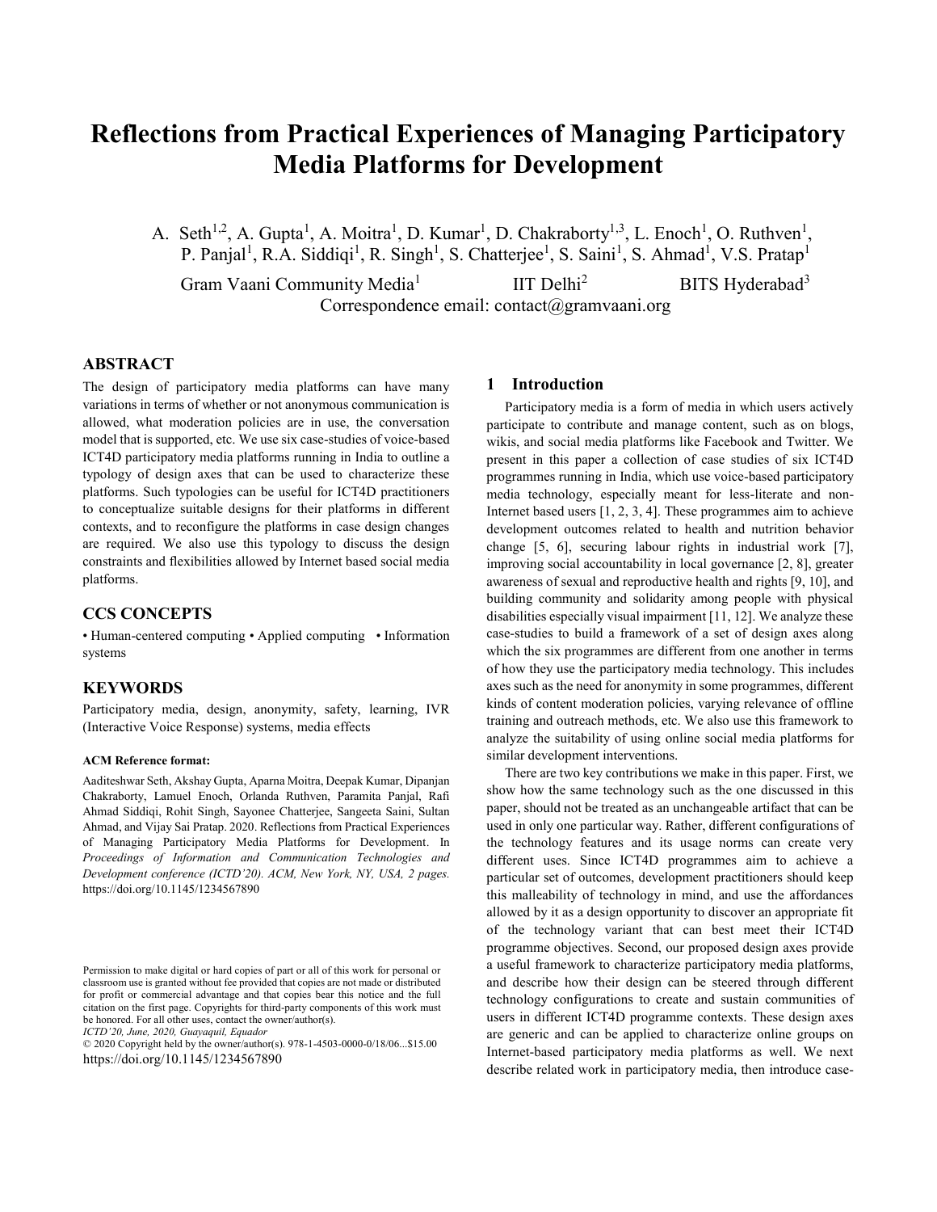# Reflections from Practical Experiences of Managing Participatory Media Platforms for Development

A. Seth[1,2], A. Gupta[1], A. Moitra[1], D. Kumar[1], D. Chakraborty[1,3], L. Enoch[1], O. Ruthven[1], P. Panjal[1], R.A. Siddiqi[1], R. Singh[1], S. Chatterjee[1], S. Saini[1], S. Ahmad[1], V.S. Pratap[1]

Gram Vaani Community Media[1] IIT Delhi[2] BITS Hyderabad[3]

Correspondence email: contact@gramvaani.org

## ABSTRACT

The design of participatory media platforms can have many variations in terms of whether or not anonymous communication is allowed, what moderation policies are in use, the conversation model that is supported, etc. We use six case-studies of voice-based ICT4D participatory media platforms running in India to outline a typology of design axes that can be used to characterize these platforms. Such typologies can be useful for ICT4D practitioners to conceptualize suitable designs for their platforms in different contexts, and to reconfigure the platforms in case design changes are required. We also use this typology to discuss the design constraints and flexibilities allowed by Internet based social media platforms.

## CCS CONCEPTS

• Human-centered computing • Applied computing • Information systems

## KEYWORDS

Participatory media, design, anonymity, safety, learning, IVR (Interactive Voice Response) systems, media effects

**ACM Reference format:**

Aaditeshwar Seth, Akshay Gupta, Aparna Moitra, Deepak Kumar, Dipanjan Chakraborty, Lamuel Enoch, Orlanda Ruthven, Paramita Panjal, Rafi Ahmad Siddiqi, Rohit Singh, Sayonee Chatterjee, Sangeeta Saini, Sultan Ahmad, and Vijay Sai Pratap. 2020. Reflections from Practical Experiences of Managing Participatory Media Platforms for Development. In *Proceedings of Information and Communication Technologies and Development conference (ICTD'20). ACM, New York, NY, USA, 2 pages.* https://doi.org/10.1145/1234567890

Permission to make digital or hard copies of part or all of this work for personal or classroom use is granted without fee provided that copies are not made or distributed for profit or commercial advantage and that copies bear this notice and the full citation on the first page. Copyrights for third-party components of this work must be honored. For all other uses, contact the owner/author(s).

*ICTD'20, June, 2020, Guayaquil, Equador*

© 2020 Copyright held by the owner/author(s). 978-1-4503-0000-0/18/06...$15.00

https://doi.org/10.1145/1234567890

## 1 Introduction

Participatory media is a form of media in which users actively participate to contribute and manage content, such as on blogs, wikis, and social media platforms like Facebook and Twitter. We present in this paper a collection of case studies of six ICT4D programmes running in India, which use voice-based participatory media technology, especially meant for less-literate and non-Internet based users [1, 2, 3, 4]. These programmes aim to achieve development outcomes related to health and nutrition behavior change [5, 6], securing labour rights in industrial work [7], improving social accountability in local governance [2, 8], greater awareness of sexual and reproductive health and rights [9, 10], and building community and solidarity among people with physical disabilities especially visual impairment [11, 12]. We analyze these case-studies to build a framework of a set of design axes along which the six programmes are different from one another in terms of how they use the participatory media technology. This includes axes such as the need for anonymity in some programmes, different kinds of content moderation policies, varying relevance of offline training and outreach methods, etc. We also use this framework to analyze the suitability of using online social media platforms for similar development interventions.

There are two key contributions we make in this paper. First, we show how the same technology such as the one discussed in this paper, should not be treated as an unchangeable artifact that can be used in only one particular way. Rather, different configurations of the technology features and its usage norms can create very different uses. Since ICT4D programmes aim to achieve a particular set of outcomes, development practitioners should keep this malleability of technology in mind, and use the affordances allowed by it as a design opportunity to discover an appropriate fit of the technology variant that can best meet their ICT4D programme objectives. Second, our proposed design axes provide a useful framework to characterize participatory media platforms, and describe how their design can be steered through different technology configurations to create and sustain communities of users in different ICT4D programme contexts. These design axes are generic and can be applied to characterize online groups on Internet-based participatory media platforms as well. We next describe related work in participatory media, then introduce case-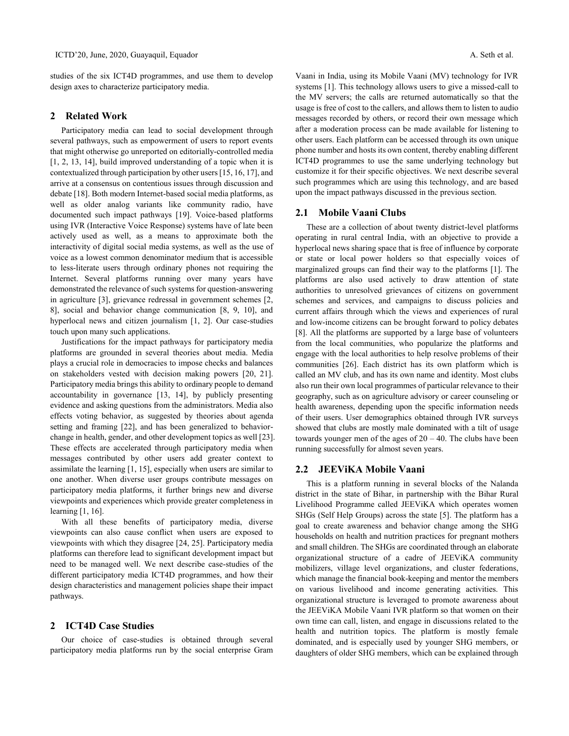studies of the six ICT4D programmes, and use them to develop design axes to characterize participatory media.

## 2 Related Work

Participatory media can lead to social development through several pathways, such as empowerment of users to report events that might otherwise go unreported on editorially-controlled media [1, 2, 13, 14], build improved understanding of a topic when it is contextualized through participation by other users [15, 16, 17], and arrive at a consensus on contentious issues through discussion and debate [18]. Both modern Internet-based social media platforms, as well as older analog variants like community radio, have documented such impact pathways [19]. Voice-based platforms using IVR (Interactive Voice Response) systems have of late been actively used as well, as a means to approximate both the interactivity of digital social media systems, as well as the use of voice as a lowest common denominator medium that is accessible to less-literate users through ordinary phones not requiring the Internet. Several platforms running over many years have demonstrated the relevance of such systems for question-answering in agriculture [3], grievance redressal in government schemes [2, 8], social and behavior change communication [8, 9, 10], and hyperlocal news and citizen journalism [1, 2]. Our case-studies touch upon many such applications.

Justifications for the impact pathways for participatory media platforms are grounded in several theories about media. Media plays a crucial role in democracies to impose checks and balances on stakeholders vested with decision making powers [20, 21]. Participatory media brings this ability to ordinary people to demand accountability in governance [13, 14], by publicly presenting evidence and asking questions from the administrators. Media also effects voting behavior, as suggested by theories about agenda setting and framing [22], and has been generalized to behavior-change in health, gender, and other development topics as well [23]. These effects are accelerated through participatory media when messages contributed by other users add greater context to assimilate the learning [1, 15], especially when users are similar to one another. When diverse user groups contribute messages on participatory media platforms, it further brings new and diverse viewpoints and experiences which provide greater completeness in learning [1, 16].

With all these benefits of participatory media, diverse viewpoints can also cause conflict when users are exposed to viewpoints with which they disagree [24, 25]. Participatory media platforms can therefore lead to significant development impact but need to be managed well. We next describe case-studies of the different participatory media ICT4D programmes, and how their design characteristics and management policies shape their impact pathways.

## 2 ICT4D Case Studies

Our choice of case-studies is obtained through several participatory media platforms run by the social enterprise Gram Vaani in India, using its Mobile Vaani (MV) technology for IVR systems [1]. This technology allows users to give a missed-call to the MV servers; the calls are returned automatically so that the usage is free of cost to the callers, and allows them to listen to audio messages recorded by others, or record their own message which after a moderation process can be made available for listening to other users. Each platform can be accessed through its own unique phone number and hosts its own content, thereby enabling different ICT4D programmes to use the same underlying technology but customize it for their specific objectives. We next describe several such programmes which are using this technology, and are based upon the impact pathways discussed in the previous section.

### 2.1 Mobile Vaani Clubs

These are a collection of about twenty district-level platforms operating in rural central India, with an objective to provide a hyperlocal news sharing space that is free of influence by corporate or state or local power holders so that especially voices of marginalized groups can find their way to the platforms [1]. The platforms are also used actively to draw attention of state authorities to unresolved grievances of citizens on government schemes and services, and campaigns to discuss policies and current affairs through which the views and experiences of rural and low-income citizens can be brought forward to policy debates [8]. All the platforms are supported by a large base of volunteers from the local communities, who popularize the platforms and engage with the local authorities to help resolve problems of their communities [26]. Each district has its own platform which is called an MV club, and has its own name and identity. Most clubs also run their own local programmes of particular relevance to their geography, such as on agriculture advisory or career counseling or health awareness, depending upon the specific information needs of their users. User demographics obtained through IVR surveys showed that clubs are mostly male dominated with a tilt of usage towards younger men of the ages of 20 – 40. The clubs have been running successfully for almost seven years.

### 2.2 JEEViKA Mobile Vaani

This is a platform running in several blocks of the Nalanda district in the state of Bihar, in partnership with the Bihar Rural Livelihood Programme called JEEViKA which operates women SHGs (Self Help Groups) across the state [5]. The platform has a goal to create awareness and behavior change among the SHG households on health and nutrition practices for pregnant mothers and small children. The SHGs are coordinated through an elaborate organizational structure of a cadre of JEEViKA community mobilizers, village level organizations, and cluster federations, which manage the financial book-keeping and mentor the members on various livelihood and income generating activities. This organizational structure is leveraged to promote awareness about the JEEViKA Mobile Vaani IVR platform so that women on their own time can call, listen, and engage in discussions related to the health and nutrition topics. The platform is mostly female dominated, and is especially used by younger SHG members, or daughters of older SHG members, which can be explained through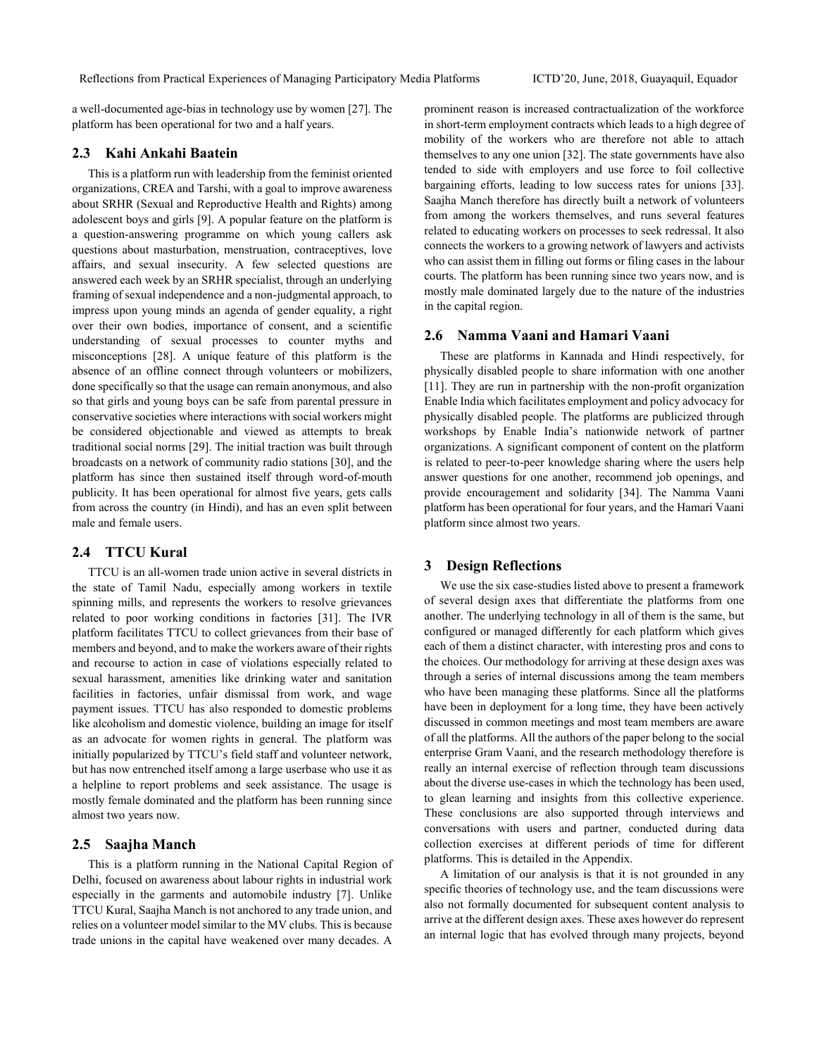a well-documented age-bias in technology use by women [27]. The platform has been operational for two and a half years.

### 2.3 Kahi Ankahi Baatein

This is a platform run with leadership from the feminist oriented organizations, CREA and Tarshi, with a goal to improve awareness about SRHR (Sexual and Reproductive Health and Rights) among adolescent boys and girls [9]. A popular feature on the platform is a question-answering programme on which young callers ask questions about masturbation, menstruation, contraceptives, love affairs, and sexual insecurity. A few selected questions are answered each week by an SRHR specialist, through an underlying framing of sexual independence and a non-judgmental approach, to impress upon young minds an agenda of gender equality, a right over their own bodies, importance of consent, and a scientific understanding of sexual processes to counter myths and misconceptions [28]. A unique feature of this platform is the absence of an offline connect through volunteers or mobilizers, done specifically so that the usage can remain anonymous, and also so that girls and young boys can be safe from parental pressure in conservative societies where interactions with social workers might be considered objectionable and viewed as attempts to break traditional social norms [29]. The initial traction was built through broadcasts on a network of community radio stations [30], and the platform has since then sustained itself through word-of-mouth publicity. It has been operational for almost five years, gets calls from across the country (in Hindi), and has an even split between male and female users.

### 2.4 TTCU Kural

TTCU is an all-women trade union active in several districts in the state of Tamil Nadu, especially among workers in textile spinning mills, and represents the workers to resolve grievances related to poor working conditions in factories [31]. The IVR platform facilitates TTCU to collect grievances from their base of members and beyond, and to make the workers aware of their rights and recourse to action in case of violations especially related to sexual harassment, amenities like drinking water and sanitation facilities in factories, unfair dismissal from work, and wage payment issues. TTCU has also responded to domestic problems like alcoholism and domestic violence, building an image for itself as an advocate for women rights in general. The platform was initially popularized by TTCU's field staff and volunteer network, but has now entrenched itself among a large userbase who use it as a helpline to report problems and seek assistance. The usage is mostly female dominated and the platform has been running since almost two years now.

### 2.5 Saajha Manch

This is a platform running in the National Capital Region of Delhi, focused on awareness about labour rights in industrial work especially in the garments and automobile industry [7]. Unlike TTCU Kural, Saajha Manch is not anchored to any trade union, and relies on a volunteer model similar to the MV clubs. This is because trade unions in the capital have weakened over many decades. A prominent reason is increased contractualization of the workforce in short-term employment contracts which leads to a high degree of mobility of the workers who are therefore not able to attach themselves to any one union [32]. The state governments have also tended to side with employers and use force to foil collective bargaining efforts, leading to low success rates for unions [33]. Saajha Manch therefore has directly built a network of volunteers from among the workers themselves, and runs several features related to educating workers on processes to seek redressal. It also connects the workers to a growing network of lawyers and activists who can assist them in filling out forms or filing cases in the labour courts. The platform has been running since two years now, and is mostly male dominated largely due to the nature of the industries in the capital region.

### 2.6 Namma Vaani and Hamari Vaani

These are platforms in Kannada and Hindi respectively, for physically disabled people to share information with one another [11]. They are run in partnership with the non-profit organization Enable India which facilitates employment and policy advocacy for physically disabled people. The platforms are publicized through workshops by Enable India's nationwide network of partner organizations. A significant component of content on the platform is related to peer-to-peer knowledge sharing where the users help answer questions for one another, recommend job openings, and provide encouragement and solidarity [34]. The Namma Vaani platform has been operational for four years, and the Hamari Vaani platform since almost two years.

## 3 Design Reflections

We use the six case-studies listed above to present a framework of several design axes that differentiate the platforms from one another. The underlying technology in all of them is the same, but configured or managed differently for each platform which gives each of them a distinct character, with interesting pros and cons to the choices. Our methodology for arriving at these design axes was through a series of internal discussions among the team members who have been managing these platforms. Since all the platforms have been in deployment for a long time, they have been actively discussed in common meetings and most team members are aware of all the platforms. All the authors of the paper belong to the social enterprise Gram Vaani, and the research methodology therefore is really an internal exercise of reflection through team discussions about the diverse use-cases in which the technology has been used, to glean learning and insights from this collective experience. These conclusions are also supported through interviews and conversations with users and partner, conducted during data collection exercises at different periods of time for different platforms. This is detailed in the Appendix.

A limitation of our analysis is that it is not grounded in any specific theories of technology use, and the team discussions were also not formally documented for subsequent content analysis to arrive at the different design axes. These axes however do represent an internal logic that has evolved through many projects, beyond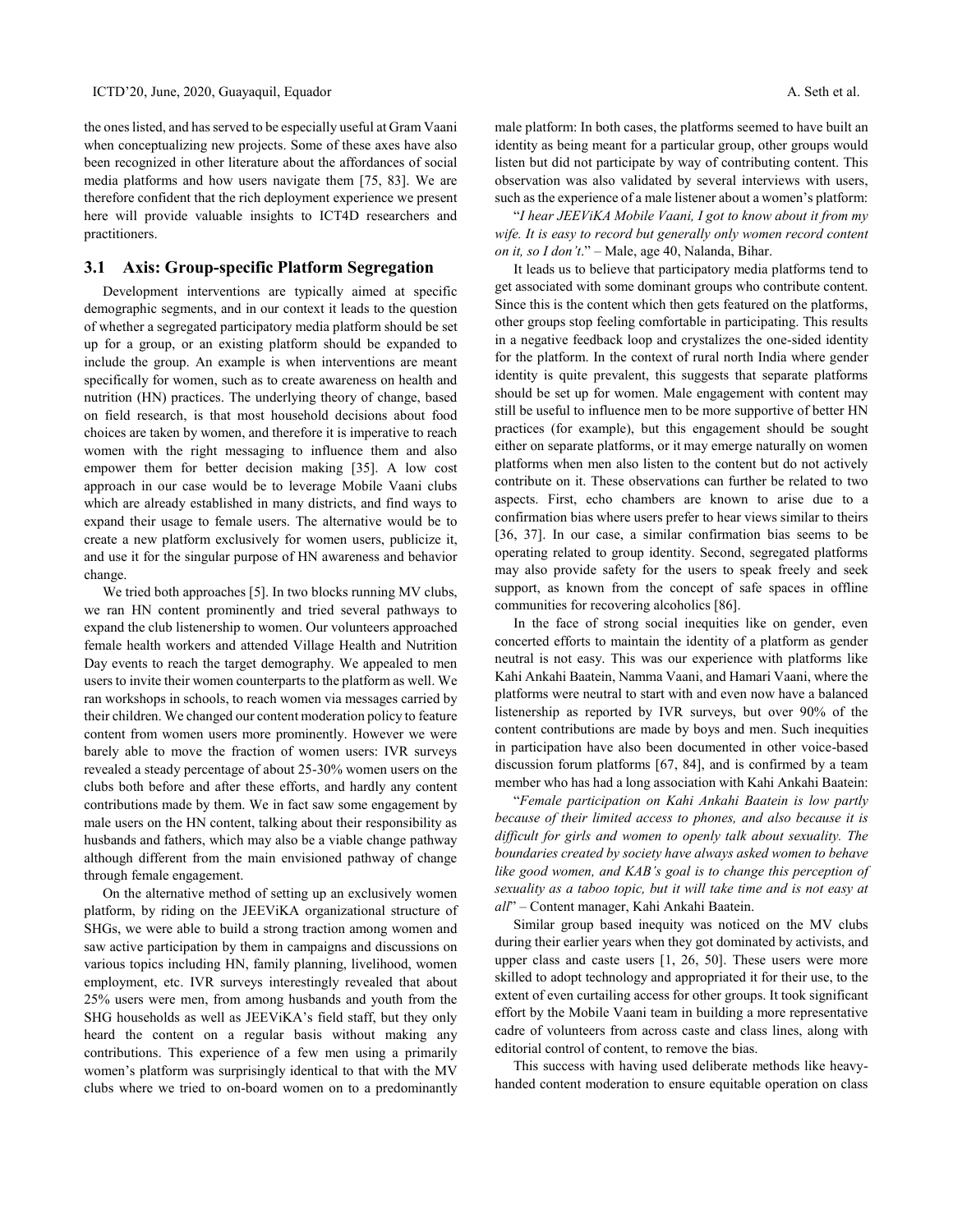the ones listed, and has served to be especially useful at Gram Vaani when conceptualizing new projects. Some of these axes have also been recognized in other literature about the affordances of social media platforms and how users navigate them [75, 83]. We are therefore confident that the rich deployment experience we present here will provide valuable insights to ICT4D researchers and practitioners.

## 3.1 Axis: Group-specific Platform Segregation

Development interventions are typically aimed at specific demographic segments, and in our context it leads to the question of whether a segregated participatory media platform should be set up for a group, or an existing platform should be expanded to include the group. An example is when interventions are meant specifically for women, such as to create awareness on health and nutrition (HN) practices. The underlying theory of change, based on field research, is that most household decisions about food choices are taken by women, and therefore it is imperative to reach women with the right messaging to influence them and also empower them for better decision making [35]. A low cost approach in our case would be to leverage Mobile Vaani clubs which are already established in many districts, and find ways to expand their usage to female users. The alternative would be to create a new platform exclusively for women users, publicize it, and use it for the singular purpose of HN awareness and behavior change.

We tried both approaches [5]. In two blocks running MV clubs, we ran HN content prominently and tried several pathways to expand the club listenership to women. Our volunteers approached female health workers and attended Village Health and Nutrition Day events to reach the target demography. We appealed to men users to invite their women counterparts to the platform as well. We ran workshops in schools, to reach women via messages carried by their children. We changed our content moderation policy to feature content from women users more prominently. However we were barely able to move the fraction of women users: IVR surveys revealed a steady percentage of about 25-30% women users on the clubs both before and after these efforts, and hardly any content contributions made by them. We in fact saw some engagement by male users on the HN content, talking about their responsibility as husbands and fathers, which may also be a viable change pathway although different from the main envisioned pathway of change through female engagement.

On the alternative method of setting up an exclusively women platform, by riding on the JEEViKA organizational structure of SHGs, we were able to build a strong traction among women and saw active participation by them in campaigns and discussions on various topics including HN, family planning, livelihood, women employment, etc. IVR surveys interestingly revealed that about 25% users were men, from among husbands and youth from the SHG households as well as JEEViKA's field staff, but they only heard the content on a regular basis without making any contributions. This experience of a few men using a primarily women's platform was surprisingly identical to that with the MV clubs where we tried to on-board women on to a predominantly male platform: In both cases, the platforms seemed to have built an identity as being meant for a particular group, other groups would listen but did not participate by way of contributing content. This observation was also validated by several interviews with users, such as the experience of a male listener about a women's platform:

"*I hear JEEViKA Mobile Vaani, I got to know about it from my wife. It is easy to record but generally only women record content on it, so I don't*." – Male, age 40, Nalanda, Bihar.

It leads us to believe that participatory media platforms tend to get associated with some dominant groups who contribute content. Since this is the content which then gets featured on the platforms, other groups stop feeling comfortable in participating. This results in a negative feedback loop and crystalizes the one-sided identity for the platform. In the context of rural north India where gender identity is quite prevalent, this suggests that separate platforms should be set up for women. Male engagement with content may still be useful to influence men to be more supportive of better HN practices (for example), but this engagement should be sought either on separate platforms, or it may emerge naturally on women platforms when men also listen to the content but do not actively contribute on it. These observations can further be related to two aspects. First, echo chambers are known to arise due to a confirmation bias where users prefer to hear views similar to theirs [36, 37]. In our case, a similar confirmation bias seems to be operating related to group identity. Second, segregated platforms may also provide safety for the users to speak freely and seek support, as known from the concept of safe spaces in offline communities for recovering alcoholics [86].

In the face of strong social inequities like on gender, even concerted efforts to maintain the identity of a platform as gender neutral is not easy. This was our experience with platforms like Kahi Ankahi Baatein, Namma Vaani, and Hamari Vaani, where the platforms were neutral to start with and even now have a balanced listenership as reported by IVR surveys, but over 90% of the content contributions are made by boys and men. Such inequities in participation have also been documented in other voice-based discussion forum platforms [67, 84], and is confirmed by a team member who has had a long association with Kahi Ankahi Baatein:

"*Female participation on Kahi Ankahi Baatein is low partly because of their limited access to phones, and also because it is difficult for girls and women to openly talk about sexuality. The boundaries created by society have always asked women to behave like good women, and KAB's goal is to change this perception of sexuality as a taboo topic, but it will take time and is not easy at all*" – Content manager, Kahi Ankahi Baatein.

Similar group based inequity was noticed on the MV clubs during their earlier years when they got dominated by activists, and upper class and caste users [1, 26, 50]. These users were more skilled to adopt technology and appropriated it for their use, to the extent of even curtailing access for other groups. It took significant effort by the Mobile Vaani team in building a more representative cadre of volunteers from across caste and class lines, along with editorial control of content, to remove the bias.

This success with having used deliberate methods like heavy-handed content moderation to ensure equitable operation on class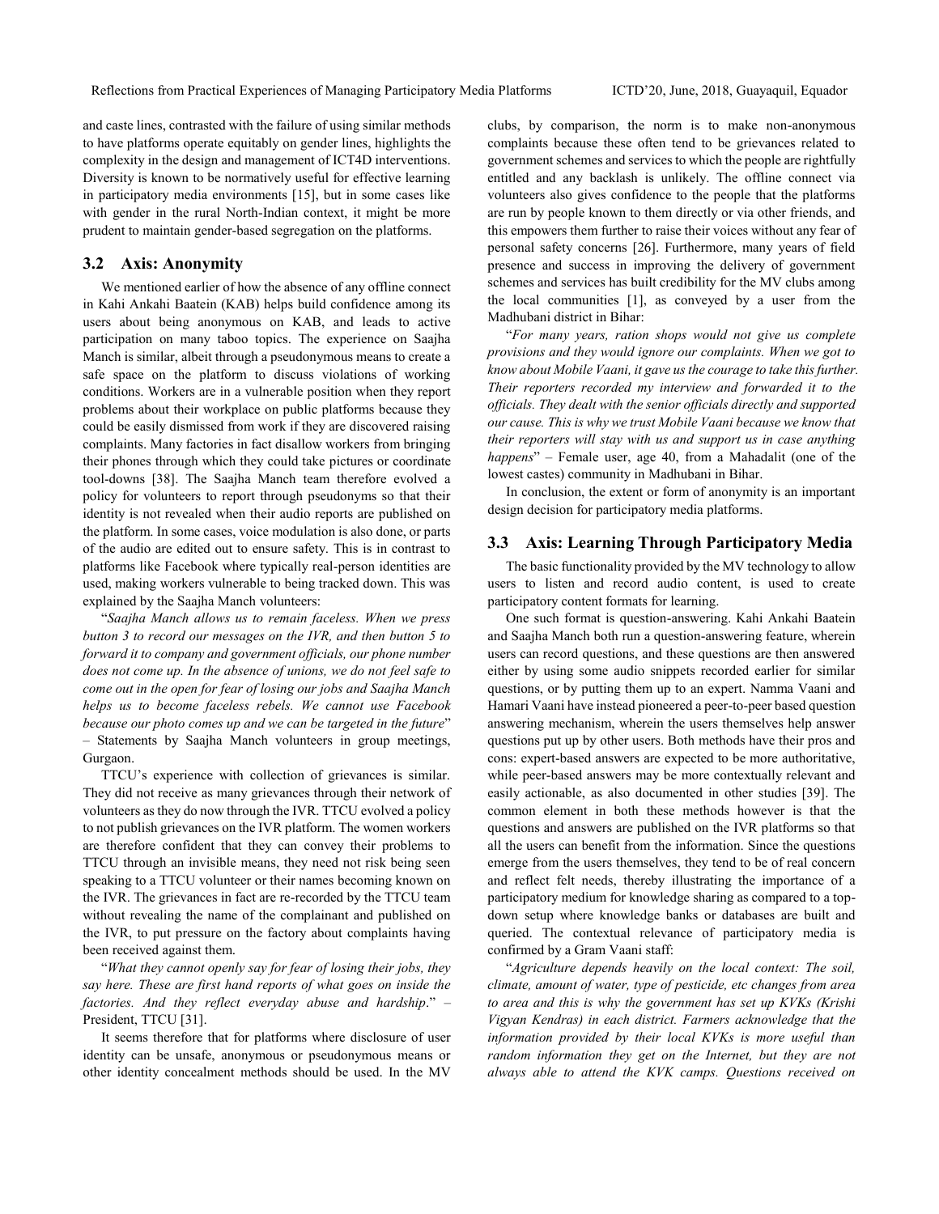and caste lines, contrasted with the failure of using similar methods to have platforms operate equitably on gender lines, highlights the complexity in the design and management of ICT4D interventions. Diversity is known to be normatively useful for effective learning in participatory media environments [15], but in some cases like with gender in the rural North-Indian context, it might be more prudent to maintain gender-based segregation on the platforms.

## 3.2 Axis: Anonymity

We mentioned earlier of how the absence of any offline connect in Kahi Ankahi Baatein (KAB) helps build confidence among its users about being anonymous on KAB, and leads to active participation on many taboo topics. The experience on Saajha Manch is similar, albeit through a pseudonymous means to create a safe space on the platform to discuss violations of working conditions. Workers are in a vulnerable position when they report problems about their workplace on public platforms because they could be easily dismissed from work if they are discovered raising complaints. Many factories in fact disallow workers from bringing their phones through which they could take pictures or coordinate tool-downs [38]. The Saajha Manch team therefore evolved a policy for volunteers to report through pseudonyms so that their identity is not revealed when their audio reports are published on the platform. In some cases, voice modulation is also done, or parts of the audio are edited out to ensure safety. This is in contrast to platforms like Facebook where typically real-person identities are used, making workers vulnerable to being tracked down. This was explained by the Saajha Manch volunteers:

"*Saajha Manch allows us to remain faceless. When we press button 3 to record our messages on the IVR, and then button 5 to forward it to company and government officials, our phone number does not come up. In the absence of unions, we do not feel safe to come out in the open for fear of losing our jobs and Saajha Manch helps us to become faceless rebels. We cannot use Facebook because our photo comes up and we can be targeted in the future*" – Statements by Saajha Manch volunteers in group meetings, Gurgaon.

TTCU's experience with collection of grievances is similar. They did not receive as many grievances through their network of volunteers as they do now through the IVR. TTCU evolved a policy to not publish grievances on the IVR platform. The women workers are therefore confident that they can convey their problems to TTCU through an invisible means, they need not risk being seen speaking to a TTCU volunteer or their names becoming known on the IVR. The grievances in fact are re-recorded by the TTCU team without revealing the name of the complainant and published on the IVR, to put pressure on the factory about complaints having been received against them.

"*What they cannot openly say for fear of losing their jobs, they say here. These are first hand reports of what goes on inside the factories. And they reflect everyday abuse and hardship*." – President, TTCU [31].

It seems therefore that for platforms where disclosure of user identity can be unsafe, anonymous or pseudonymous means or other identity concealment methods should be used. In the MV clubs, by comparison, the norm is to make non-anonymous complaints because these often tend to be grievances related to government schemes and services to which the people are rightfully entitled and any backlash is unlikely. The offline connect via volunteers also gives confidence to the people that the platforms are run by people known to them directly or via other friends, and this empowers them further to raise their voices without any fear of personal safety concerns [26]. Furthermore, many years of field presence and success in improving the delivery of government schemes and services has built credibility for the MV clubs among the local communities [1], as conveyed by a user from the Madhubani district in Bihar:

"*For many years, ration shops would not give us complete provisions and they would ignore our complaints. When we got to know about Mobile Vaani, it gave us the courage to take this further. Their reporters recorded my interview and forwarded it to the officials. They dealt with the senior officials directly and supported our cause. This is why we trust Mobile Vaani because we know that their reporters will stay with us and support us in case anything happens*" – Female user, age 40, from a Mahadalit (one of the lowest castes) community in Madhubani in Bihar.

In conclusion, the extent or form of anonymity is an important design decision for participatory media platforms.

## 3.3 Axis: Learning Through Participatory Media

The basic functionality provided by the MV technology to allow users to listen and record audio content, is used to create participatory content formats for learning.

One such format is question-answering. Kahi Ankahi Baatein and Saajha Manch both run a question-answering feature, wherein users can record questions, and these questions are then answered either by using some audio snippets recorded earlier for similar questions, or by putting them up to an expert. Namma Vaani and Hamari Vaani have instead pioneered a peer-to-peer based question answering mechanism, wherein the users themselves help answer questions put up by other users. Both methods have their pros and cons: expert-based answers are expected to be more authoritative, while peer-based answers may be more contextually relevant and easily actionable, as also documented in other studies [39]. The common element in both these methods however is that the questions and answers are published on the IVR platforms so that all the users can benefit from the information. Since the questions emerge from the users themselves, they tend to be of real concern and reflect felt needs, thereby illustrating the importance of a participatory medium for knowledge sharing as compared to a top-down setup where knowledge banks or databases are built and queried. The contextual relevance of participatory media is confirmed by a Gram Vaani staff:

"*Agriculture depends heavily on the local context: The soil, climate, amount of water, type of pesticide, etc changes from area to area and this is why the government has set up KVKs (Krishi Vigyan Kendras) in each district. Farmers acknowledge that the information provided by their local KVKs is more useful than random information they get on the Internet, but they are not always able to attend the KVK camps. Questions received on*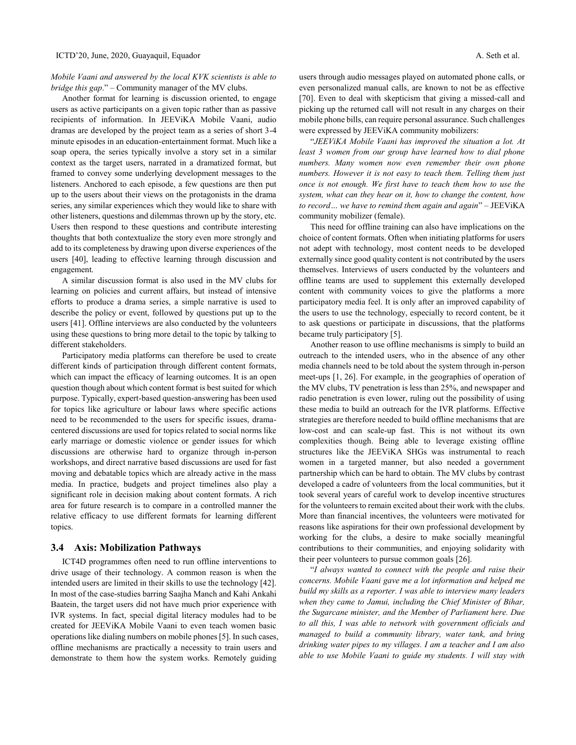*Mobile Vaani and answered by the local KVK scientists is able to bridge this gap*." – Community manager of the MV clubs.

Another format for learning is discussion oriented, to engage users as active participants on a given topic rather than as passive recipients of information. In JEEViKA Mobile Vaani, audio dramas are developed by the project team as a series of short 3-4 minute episodes in an education-entertainment format. Much like a soap opera, the series typically involve a story set in a similar context as the target users, narrated in a dramatized format, but framed to convey some underlying development messages to the listeners. Anchored to each episode, a few questions are then put up to the users about their views on the protagonists in the drama series, any similar experiences which they would like to share with other listeners, questions and dilemmas thrown up by the story, etc. Users then respond to these questions and contribute interesting thoughts that both contextualize the story even more strongly and add to its completeness by drawing upon diverse experiences of the users [40], leading to effective learning through discussion and engagement.

A similar discussion format is also used in the MV clubs for learning on policies and current affairs, but instead of intensive efforts to produce a drama series, a simple narrative is used to describe the policy or event, followed by questions put up to the users [41]. Offline interviews are also conducted by the volunteers using these questions to bring more detail to the topic by talking to different stakeholders.

Participatory media platforms can therefore be used to create different kinds of participation through different content formats, which can impact the efficacy of learning outcomes. It is an open question though about which content format is best suited for which purpose. Typically, expert-based question-answering has been used for topics like agriculture or labour laws where specific actions need to be recommended to the users for specific issues, drama-centered discussions are used for topics related to social norms like early marriage or domestic violence or gender issues for which discussions are otherwise hard to organize through in-person workshops, and direct narrative based discussions are used for fast moving and debatable topics which are already active in the mass media. In practice, budgets and project timelines also play a significant role in decision making about content formats. A rich area for future research is to compare in a controlled manner the relative efficacy to use different formats for learning different topics.

### 3.4 Axis: Mobilization Pathways

ICT4D programmes often need to run offline interventions to drive usage of their technology. A common reason is when the intended users are limited in their skills to use the technology [42]. In most of the case-studies barring Saajha Manch and Kahi Ankahi Baatein, the target users did not have much prior experience with IVR systems. In fact, special digital literacy modules had to be created for JEEViKA Mobile Vaani to even teach women basic operations like dialing numbers on mobile phones [5]. In such cases, offline mechanisms are practically a necessity to train users and demonstrate to them how the system works. Remotely guiding users through audio messages played on automated phone calls, or even personalized manual calls, are known to not be as effective [70]. Even to deal with skepticism that giving a missed-call and picking up the returned call will not result in any charges on their mobile phone bills, can require personal assurance. Such challenges were expressed by JEEViKA community mobilizers:

"*JEEViKA Mobile Vaani has improved the situation a lot. At least 3 women from our group have learned how to dial phone numbers. Many women now even remember their own phone numbers. However it is not easy to teach them. Telling them just once is not enough. We first have to teach them how to use the system, what can they hear on it, how to change the content, how to record… we have to remind them again and again*" – JEEViKA community mobilizer (female).

This need for offline training can also have implications on the choice of content formats. Often when initiating platforms for users not adept with technology, most content needs to be developed externally since good quality content is not contributed by the users themselves. Interviews of users conducted by the volunteers and offline teams are used to supplement this externally developed content with community voices to give the platforms a more participatory media feel. It is only after an improved capability of the users to use the technology, especially to record content, be it to ask questions or participate in discussions, that the platforms became truly participatory [5].

Another reason to use offline mechanisms is simply to build an outreach to the intended users, who in the absence of any other media channels need to be told about the system through in-person meet-ups [1, 26]. For example, in the geographies of operation of the MV clubs, TV penetration is less than 25%, and newspaper and radio penetration is even lower, ruling out the possibility of using these media to build an outreach for the IVR platforms. Effective strategies are therefore needed to build offline mechanisms that are low-cost and can scale-up fast. This is not without its own complexities though. Being able to leverage existing offline structures like the JEEViKA SHGs was instrumental to reach women in a targeted manner, but also needed a government partnership which can be hard to obtain. The MV clubs by contrast developed a cadre of volunteers from the local communities, but it took several years of careful work to develop incentive structures for the volunteers to remain excited about their work with the clubs. More than financial incentives, the volunteers were motivated for reasons like aspirations for their own professional development by working for the clubs, a desire to make socially meaningful contributions to their communities, and enjoying solidarity with their peer volunteers to pursue common goals [26].

"*I always wanted to connect with the people and raise their concerns. Mobile Vaani gave me a lot information and helped me build my skills as a reporter. I was able to interview many leaders when they came to Jamui, including the Chief Minister of Bihar, the Sugarcane minister, and the Member of Parliament here. Due to all this, I was able to network with government officials and managed to build a community library, water tank, and bring drinking water pipes to my villages. I am a teacher and I am also able to use Mobile Vaani to guide my students. I will stay with*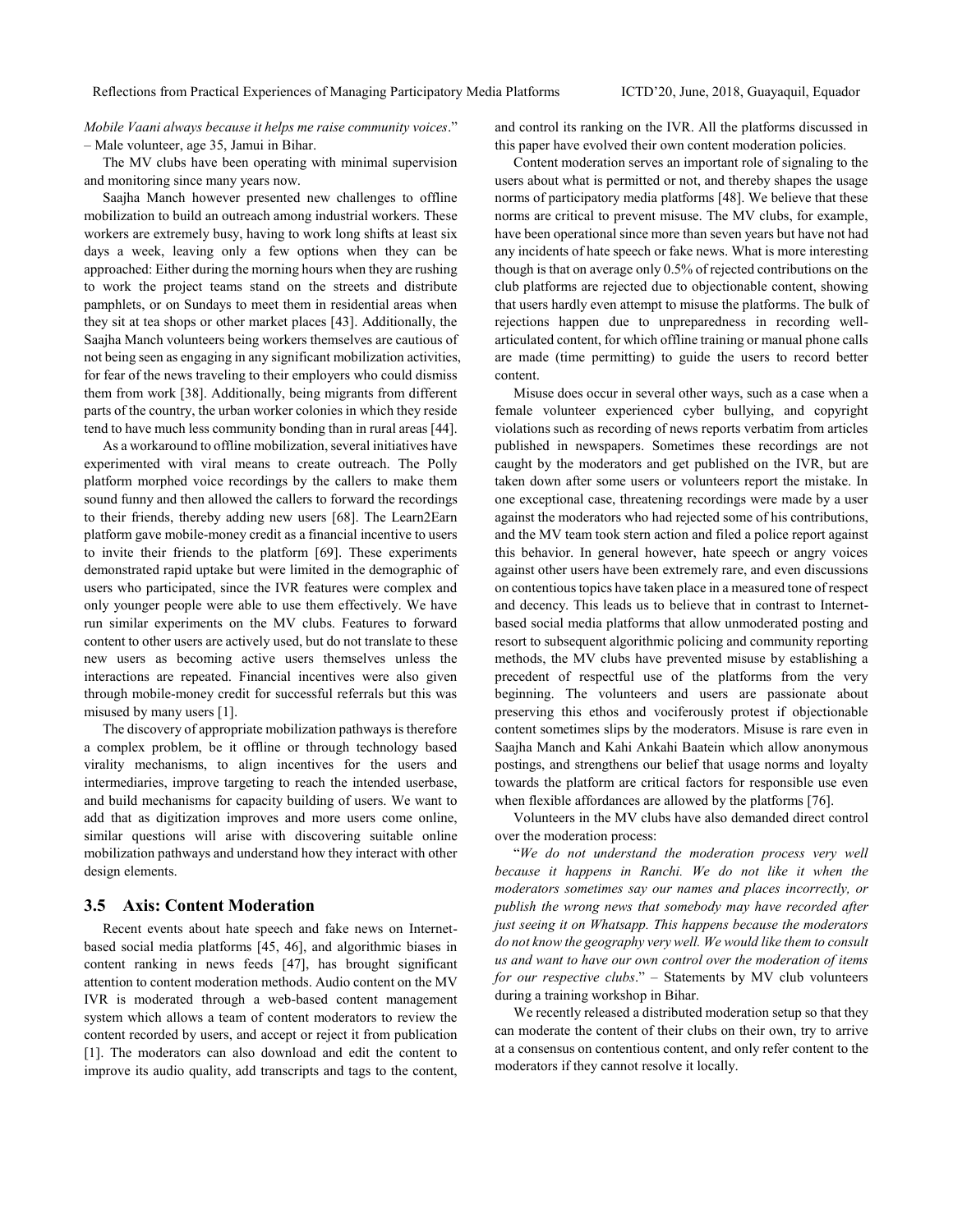*Mobile Vaani always because it helps me raise community voices*." – Male volunteer, age 35, Jamui in Bihar.

The MV clubs have been operating with minimal supervision and monitoring since many years now.

Saajha Manch however presented new challenges to offline mobilization to build an outreach among industrial workers. These workers are extremely busy, having to work long shifts at least six days a week, leaving only a few options when they can be approached: Either during the morning hours when they are rushing to work the project teams stand on the streets and distribute pamphlets, or on Sundays to meet them in residential areas when they sit at tea shops or other market places [43]. Additionally, the Saajha Manch volunteers being workers themselves are cautious of not being seen as engaging in any significant mobilization activities, for fear of the news traveling to their employers who could dismiss them from work [38]. Additionally, being migrants from different parts of the country, the urban worker colonies in which they reside tend to have much less community bonding than in rural areas [44].

As a workaround to offline mobilization, several initiatives have experimented with viral means to create outreach. The Polly platform morphed voice recordings by the callers to make them sound funny and then allowed the callers to forward the recordings to their friends, thereby adding new users [68]. The Learn2Earn platform gave mobile-money credit as a financial incentive to users to invite their friends to the platform [69]. These experiments demonstrated rapid uptake but were limited in the demographic of users who participated, since the IVR features were complex and only younger people were able to use them effectively. We have run similar experiments on the MV clubs. Features to forward content to other users are actively used, but do not translate to these new users as becoming active users themselves unless the interactions are repeated. Financial incentives were also given through mobile-money credit for successful referrals but this was misused by many users [1].

The discovery of appropriate mobilization pathways is therefore a complex problem, be it offline or through technology based virality mechanisms, to align incentives for the users and intermediaries, improve targeting to reach the intended userbase, and build mechanisms for capacity building of users. We want to add that as digitization improves and more users come online, similar questions will arise with discovering suitable online mobilization pathways and understand how they interact with other design elements.

### 3.5 Axis: Content Moderation

Recent events about hate speech and fake news on Internet-based social media platforms [45, 46], and algorithmic biases in content ranking in news feeds [47], has brought significant attention to content moderation methods. Audio content on the MV IVR is moderated through a web-based content management system which allows a team of content moderators to review the content recorded by users, and accept or reject it from publication [1]. The moderators can also download and edit the content to improve its audio quality, add transcripts and tags to the content, and control its ranking on the IVR. All the platforms discussed in this paper have evolved their own content moderation policies.

Content moderation serves an important role of signaling to the users about what is permitted or not, and thereby shapes the usage norms of participatory media platforms [48]. We believe that these norms are critical to prevent misuse. The MV clubs, for example, have been operational since more than seven years but have not had any incidents of hate speech or fake news. What is more interesting though is that on average only 0.5% of rejected contributions on the club platforms are rejected due to objectionable content, showing that users hardly even attempt to misuse the platforms. The bulk of rejections happen due to unpreparedness in recording well-articulated content, for which offline training or manual phone calls are made (time permitting) to guide the users to record better content.

Misuse does occur in several other ways, such as a case when a female volunteer experienced cyber bullying, and copyright violations such as recording of news reports verbatim from articles published in newspapers. Sometimes these recordings are not caught by the moderators and get published on the IVR, but are taken down after some users or volunteers report the mistake. In one exceptional case, threatening recordings were made by a user against the moderators who had rejected some of his contributions, and the MV team took stern action and filed a police report against this behavior. In general however, hate speech or angry voices against other users have been extremely rare, and even discussions on contentious topics have taken place in a measured tone of respect and decency. This leads us to believe that in contrast to Internet-based social media platforms that allow unmoderated posting and resort to subsequent algorithmic policing and community reporting methods, the MV clubs have prevented misuse by establishing a precedent of respectful use of the platforms from the very beginning. The volunteers and users are passionate about preserving this ethos and vociferously protest if objectionable content sometimes slips by the moderators. Misuse is rare even in Saajha Manch and Kahi Ankahi Baatein which allow anonymous postings, and strengthens our belief that usage norms and loyalty towards the platform are critical factors for responsible use even when flexible affordances are allowed by the platforms [76].

Volunteers in the MV clubs have also demanded direct control over the moderation process:

"*We do not understand the moderation process very well because it happens in Ranchi. We do not like it when the moderators sometimes say our names and places incorrectly, or publish the wrong news that somebody may have recorded after just seeing it on Whatsapp. This happens because the moderators do not know the geography very well. We would like them to consult us and want to have our own control over the moderation of items for our respective clubs*." – Statements by MV club volunteers during a training workshop in Bihar.

We recently released a distributed moderation setup so that they can moderate the content of their clubs on their own, try to arrive at a consensus on contentious content, and only refer content to the moderators if they cannot resolve it locally.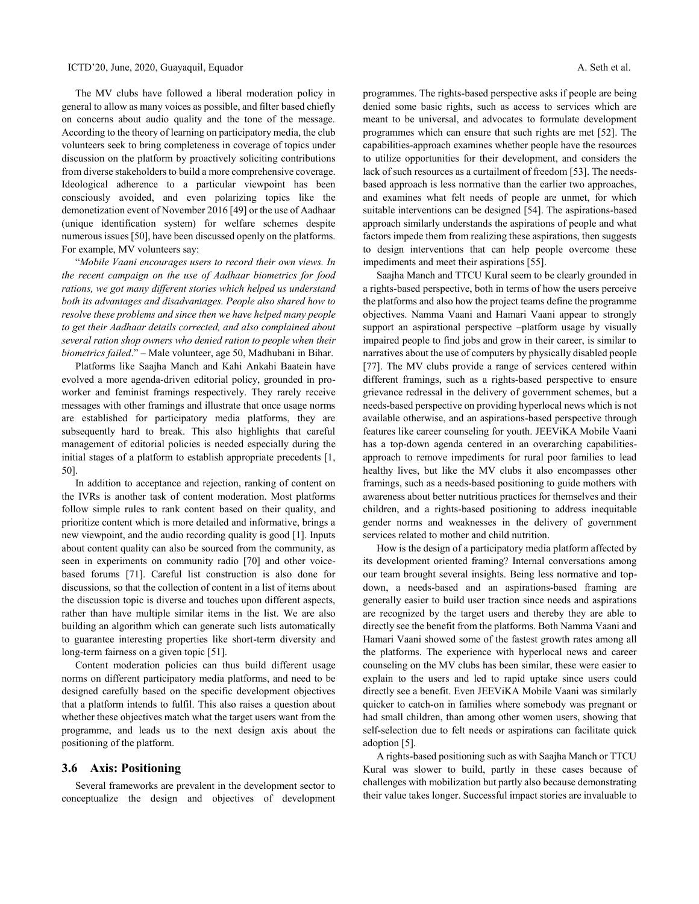The MV clubs have followed a liberal moderation policy in general to allow as many voices as possible, and filter based chiefly on concerns about audio quality and the tone of the message. According to the theory of learning on participatory media, the club volunteers seek to bring completeness in coverage of topics under discussion on the platform by proactively soliciting contributions from diverse stakeholders to build a more comprehensive coverage. Ideological adherence to a particular viewpoint has been consciously avoided, and even polarizing topics like the demonetization event of November 2016 [49] or the use of Aadhaar (unique identification system) for welfare schemes despite numerous issues [50], have been discussed openly on the platforms. For example, MV volunteers say:

"*Mobile Vaani encourages users to record their own views. In the recent campaign on the use of Aadhaar biometrics for food rations, we got many different stories which helped us understand both its advantages and disadvantages. People also shared how to resolve these problems and since then we have helped many people to get their Aadhaar details corrected, and also complained about several ration shop owners who denied ration to people when their biometrics failed*." – Male volunteer, age 50, Madhubani in Bihar.

Platforms like Saajha Manch and Kahi Ankahi Baatein have evolved a more agenda-driven editorial policy, grounded in pro-worker and feminist framings respectively. They rarely receive messages with other framings and illustrate that once usage norms are established for participatory media platforms, they are subsequently hard to break. This also highlights that careful management of editorial policies is needed especially during the initial stages of a platform to establish appropriate precedents [1, 50].

In addition to acceptance and rejection, ranking of content on the IVRs is another task of content moderation. Most platforms follow simple rules to rank content based on their quality, and prioritize content which is more detailed and informative, brings a new viewpoint, and the audio recording quality is good [1]. Inputs about content quality can also be sourced from the community, as seen in experiments on community radio [70] and other voice-based forums [71]. Careful list construction is also done for discussions, so that the collection of content in a list of items about the discussion topic is diverse and touches upon different aspects, rather than have multiple similar items in the list. We are also building an algorithm which can generate such lists automatically to guarantee interesting properties like short-term diversity and long-term fairness on a given topic [51].

Content moderation policies can thus build different usage norms on different participatory media platforms, and need to be designed carefully based on the specific development objectives that a platform intends to fulfil. This also raises a question about whether these objectives match what the target users want from the programme, and leads us to the next design axis about the positioning of the platform.

### 3.6 Axis: Positioning

Several frameworks are prevalent in the development sector to conceptualize the design and objectives of development programmes. The rights-based perspective asks if people are being denied some basic rights, such as access to services which are meant to be universal, and advocates to formulate development programmes which can ensure that such rights are met [52]. The capabilities-approach examines whether people have the resources to utilize opportunities for their development, and considers the lack of such resources as a curtailment of freedom [53]. The needs-based approach is less normative than the earlier two approaches, and examines what felt needs of people are unmet, for which suitable interventions can be designed [54]. The aspirations-based approach similarly understands the aspirations of people and what factors impede them from realizing these aspirations, then suggests to design interventions that can help people overcome these impediments and meet their aspirations [55].

Saajha Manch and TTCU Kural seem to be clearly grounded in a rights-based perspective, both in terms of how the users perceive the platforms and also how the project teams define the programme objectives. Namma Vaani and Hamari Vaani appear to strongly support an aspirational perspective –platform usage by visually impaired people to find jobs and grow in their career, is similar to narratives about the use of computers by physically disabled people [77]. The MV clubs provide a range of services centered within different framings, such as a rights-based perspective to ensure grievance redressal in the delivery of government schemes, but a needs-based perspective on providing hyperlocal news which is not available otherwise, and an aspirations-based perspective through features like career counseling for youth. JEEViKA Mobile Vaani has a top-down agenda centered in an overarching capabilities-approach to remove impediments for rural poor families to lead healthy lives, but like the MV clubs it also encompasses other framings, such as a needs-based positioning to guide mothers with awareness about better nutritious practices for themselves and their children, and a rights-based positioning to address inequitable gender norms and weaknesses in the delivery of government services related to mother and child nutrition.

How is the design of a participatory media platform affected by its development oriented framing? Internal conversations among our team brought several insights. Being less normative and top-down, a needs-based and an aspirations-based framing are generally easier to build user traction since needs and aspirations are recognized by the target users and thereby they are able to directly see the benefit from the platforms. Both Namma Vaani and Hamari Vaani showed some of the fastest growth rates among all the platforms. The experience with hyperlocal news and career counseling on the MV clubs has been similar, these were easier to explain to the users and led to rapid uptake since users could directly see a benefit. Even JEEViKA Mobile Vaani was similarly quicker to catch-on in families where somebody was pregnant or had small children, than among other women users, showing that self-selection due to felt needs or aspirations can facilitate quick adoption [5].

A rights-based positioning such as with Saajha Manch or TTCU Kural was slower to build, partly in these cases because of challenges with mobilization but partly also because demonstrating their value takes longer. Successful impact stories are invaluable to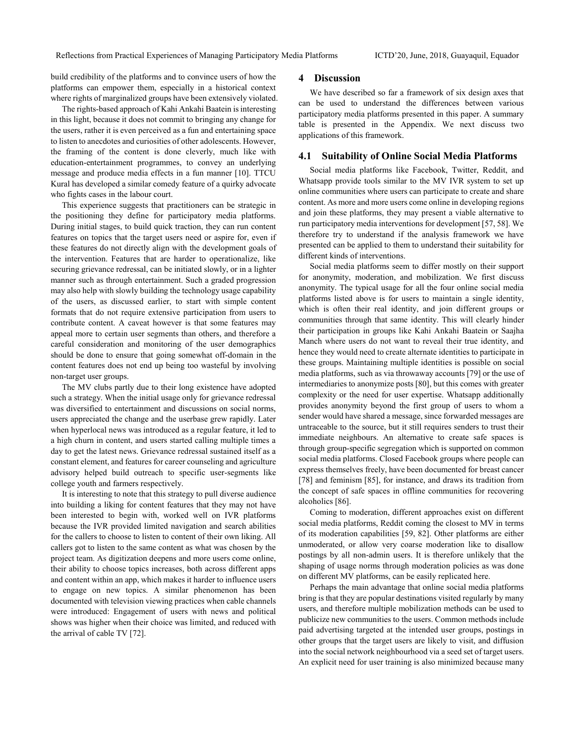build credibility of the platforms and to convince users of how the platforms can empower them, especially in a historical context where rights of marginalized groups have been extensively violated.

The rights-based approach of Kahi Ankahi Baatein is interesting in this light, because it does not commit to bringing any change for the users, rather it is even perceived as a fun and entertaining space to listen to anecdotes and curiosities of other adolescents. However, the framing of the content is done cleverly, much like with education-entertainment programmes, to convey an underlying message and produce media effects in a fun manner [10]. TTCU Kural has developed a similar comedy feature of a quirky advocate who fights cases in the labour court.

This experience suggests that practitioners can be strategic in the positioning they define for participatory media platforms. During initial stages, to build quick traction, they can run content features on topics that the target users need or aspire for, even if these features do not directly align with the development goals of the intervention. Features that are harder to operationalize, like securing grievance redressal, can be initiated slowly, or in a lighter manner such as through entertainment. Such a graded progression may also help with slowly building the technology usage capability of the users, as discussed earlier, to start with simple content formats that do not require extensive participation from users to contribute content. A caveat however is that some features may appeal more to certain user segments than others, and therefore a careful consideration and monitoring of the user demographics should be done to ensure that going somewhat off-domain in the content features does not end up being too wasteful by involving non-target user groups.

The MV clubs partly due to their long existence have adopted such a strategy. When the initial usage only for grievance redressal was diversified to entertainment and discussions on social norms, users appreciated the change and the userbase grew rapidly. Later when hyperlocal news was introduced as a regular feature, it led to a high churn in content, and users started calling multiple times a day to get the latest news. Grievance redressal sustained itself as a constant element, and features for career counseling and agriculture advisory helped build outreach to specific user-segments like college youth and farmers respectively.

It is interesting to note that this strategy to pull diverse audience into building a liking for content features that they may not have been interested to begin with, worked well on IVR platforms because the IVR provided limited navigation and search abilities for the callers to choose to listen to content of their own liking. All callers got to listen to the same content as what was chosen by the project team. As digitization deepens and more users come online, their ability to choose topics increases, both across different apps and content within an app, which makes it harder to influence users to engage on new topics. A similar phenomenon has been documented with television viewing practices when cable channels were introduced: Engagement of users with news and political shows was higher when their choice was limited, and reduced with the arrival of cable TV [72].

## 4 Discussion

We have described so far a framework of six design axes that can be used to understand the differences between various participatory media platforms presented in this paper. A summary table is presented in the Appendix. We next discuss two applications of this framework.

### 4.1 Suitability of Online Social Media Platforms

Social media platforms like Facebook, Twitter, Reddit, and Whatsapp provide tools similar to the MV IVR system to set up online communities where users can participate to create and share content. As more and more users come online in developing regions and join these platforms, they may present a viable alternative to run participatory media interventions for development [57, 58]. We therefore try to understand if the analysis framework we have presented can be applied to them to understand their suitability for different kinds of interventions.

Social media platforms seem to differ mostly on their support for anonymity, moderation, and mobilization. We first discuss anonymity. The typical usage for all the four online social media platforms listed above is for users to maintain a single identity, which is often their real identity, and join different groups or communities through that same identity. This will clearly hinder their participation in groups like Kahi Ankahi Baatein or Saajha Manch where users do not want to reveal their true identity, and hence they would need to create alternate identities to participate in these groups. Maintaining multiple identities is possible on social media platforms, such as via throwaway accounts [79] or the use of intermediaries to anonymize posts [80], but this comes with greater complexity or the need for user expertise. Whatsapp additionally provides anonymity beyond the first group of users to whom a sender would have shared a message, since forwarded messages are untraceable to the source, but it still requires senders to trust their immediate neighbours. An alternative to create safe spaces is through group-specific segregation which is supported on common social media platforms. Closed Facebook groups where people can express themselves freely, have been documented for breast cancer [78] and feminism [85], for instance, and draws its tradition from the concept of safe spaces in offline communities for recovering alcoholics [86].

Coming to moderation, different approaches exist on different social media platforms, Reddit coming the closest to MV in terms of its moderation capabilities [59, 82]. Other platforms are either unmoderated, or allow very coarse moderation like to disallow postings by all non-admin users. It is therefore unlikely that the shaping of usage norms through moderation policies as was done on different MV platforms, can be easily replicated here.

Perhaps the main advantage that online social media platforms bring is that they are popular destinations visited regularly by many users, and therefore multiple mobilization methods can be used to publicize new communities to the users. Common methods include paid advertising targeted at the intended user groups, postings in other groups that the target users are likely to visit, and diffusion into the social network neighbourhood via a seed set of target users. An explicit need for user training is also minimized because many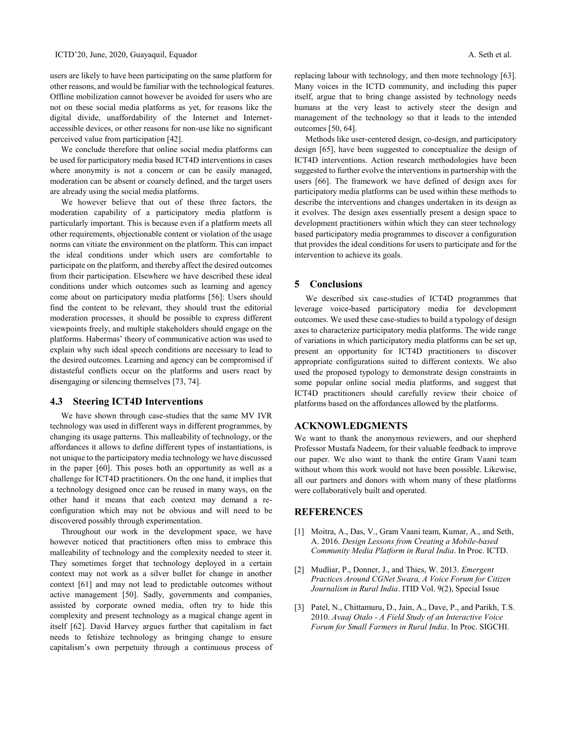users are likely to have been participating on the same platform for other reasons, and would be familiar with the technological features. Offline mobilization cannot however be avoided for users who are not on these social media platforms as yet, for reasons like the digital divide, unaffordability of the Internet and Internet-accessible devices, or other reasons for non-use like no significant perceived value from participation [42].

We conclude therefore that online social media platforms can be used for participatory media based ICT4D interventions in cases where anonymity is not a concern or can be easily managed, moderation can be absent or coarsely defined, and the target users are already using the social media platforms.

We however believe that out of these three factors, the moderation capability of a participatory media platform is particularly important. This is because even if a platform meets all other requirements, objectionable content or violation of the usage norms can vitiate the environment on the platform. This can impact the ideal conditions under which users are comfortable to participate on the platform, and thereby affect the desired outcomes from their participation. Elsewhere we have described these ideal conditions under which outcomes such as learning and agency come about on participatory media platforms [56]: Users should find the content to be relevant, they should trust the editorial moderation processes, it should be possible to express different viewpoints freely, and multiple stakeholders should engage on the platforms. Habermas' theory of communicative action was used to explain why such ideal speech conditions are necessary to lead to the desired outcomes. Learning and agency can be compromised if distasteful conflicts occur on the platforms and users react by disengaging or silencing themselves [73, 74].

### 4.3 Steering ICT4D Interventions

We have shown through case-studies that the same MV IVR technology was used in different ways in different programmes, by changing its usage patterns. This malleability of technology, or the affordances it allows to define different types of instantiations, is not unique to the participatory media technology we have discussed in the paper [60]. This poses both an opportunity as well as a challenge for ICT4D practitioners. On the one hand, it implies that a technology designed once can be reused in many ways, on the other hand it means that each context may demand a re-configuration which may not be obvious and will need to be discovered possibly through experimentation.

Throughout our work in the development space, we have however noticed that practitioners often miss to embrace this malleability of technology and the complexity needed to steer it. They sometimes forget that technology deployed in a certain context may not work as a silver bullet for change in another context [61] and may not lead to predictable outcomes without active management [50]. Sadly, governments and companies, assisted by corporate owned media, often try to hide this complexity and present technology as a magical change agent in itself [62]. David Harvey argues further that capitalism in fact needs to fetishize technology as bringing change to ensure capitalism's own perpetuity through a continuous process of replacing labour with technology, and then more technology [63]. Many voices in the ICTD community, and including this paper itself, argue that to bring change assisted by technology needs humans at the very least to actively steer the design and management of the technology so that it leads to the intended outcomes [50, 64].

Methods like user-centered design, co-design, and participatory design [65], have been suggested to conceptualize the design of ICT4D interventions. Action research methodologies have been suggested to further evolve the interventions in partnership with the users [66]. The framework we have defined of design axes for participatory media platforms can be used within these methods to describe the interventions and changes undertaken in its design as it evolves. The design axes essentially present a design space to development practitioners within which they can steer technology based participatory media programmes to discover a configuration that provides the ideal conditions for users to participate and for the intervention to achieve its goals.

## 5 Conclusions

We described six case-studies of ICT4D programmes that leverage voice-based participatory media for development outcomes. We used these case-studies to build a typology of design axes to characterize participatory media platforms. The wide range of variations in which participatory media platforms can be set up, present an opportunity for ICT4D practitioners to discover appropriate configurations suited to different contexts. We also used the proposed typology to demonstrate design constraints in some popular online social media platforms, and suggest that ICT4D practitioners should carefully review their choice of platforms based on the affordances allowed by the platforms.

## ACKNOWLEDGMENTS

We want to thank the anonymous reviewers, and our shepherd Professor Mustafa Nadeem, for their valuable feedback to improve our paper. We also want to thank the entire Gram Vaani team without whom this work would not have been possible. Likewise, all our partners and donors with whom many of these platforms were collaboratively built and operated.

## REFERENCES

[1] Moitra, A., Das, V., Gram Vaani team, Kumar, A., and Seth, A. 2016. *Design Lessons from Creating a Mobile-based Community Media Platform in Rural India*. In Proc. ICTD.

[2] Mudliar, P., Donner, J., and Thies, W. 2013. *Emergent Practices Around CGNet Swara, A Voice Forum for Citizen Journalism in Rural India*. ITID Vol. 9(2), Special Issue

[3] Patel, N., Chittamuru, D., Jain, A., Dave, P., and Parikh, T.S. 2010. *Avaaj Otalo - A Field Study of an Interactive Voice Forum for Small Farmers in Rural India*. In Proc. SIGCHI.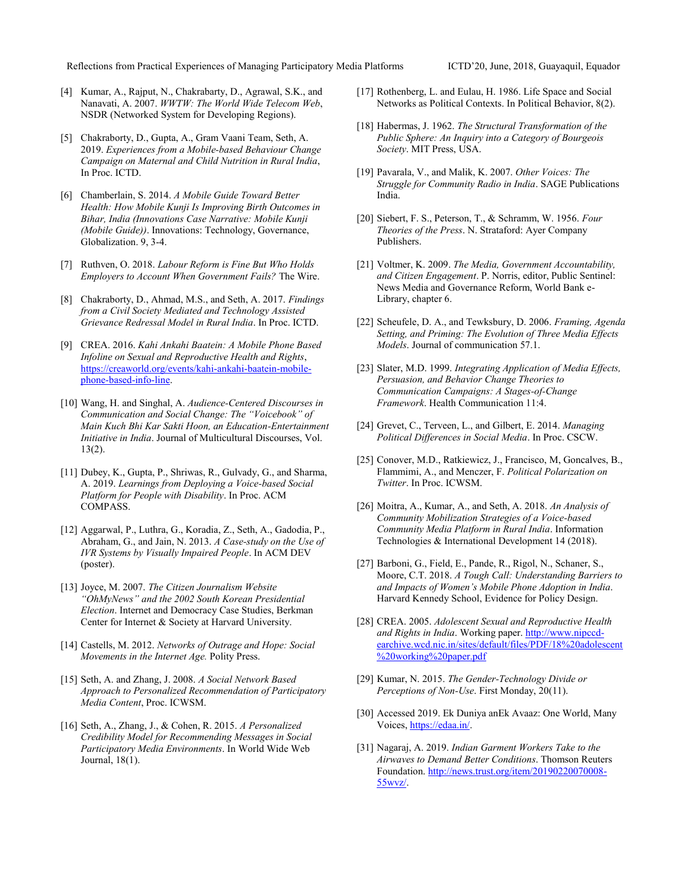[4] Kumar, A., Rajput, N., Chakrabarty, D., Agrawal, S.K., and Nanavati, A. 2007. *WWTW: The World Wide Telecom Web*, NSDR (Networked System for Developing Regions).

[5] Chakraborty, D., Gupta, A., Gram Vaani Team, Seth, A. 2019. *Experiences from a Mobile-based Behaviour Change Campaign on Maternal and Child Nutrition in Rural India*, In Proc. ICTD.

[6] Chamberlain, S. 2014. *A Mobile Guide Toward Better Health: How Mobile Kunji Is Improving Birth Outcomes in Bihar, India (Innovations Case Narrative: Mobile Kunji (Mobile Guide))*. Innovations: Technology, Governance, Globalization. 9, 3-4.

[7] Ruthven, O. 2018. *Labour Reform is Fine But Who Holds Employers to Account When Government Fails?* The Wire.

[8] Chakraborty, D., Ahmad, M.S., and Seth, A. 2017. *Findings from a Civil Society Mediated and Technology Assisted Grievance Redressal Model in Rural India*. In Proc. ICTD.

[9] CREA. 2016. *Kahi Ankahi Baatein: A Mobile Phone Based Infoline on Sexual and Reproductive Health and Rights*, https://creaworld.org/events/kahi-ankahi-baatein-mobile-phone-based-info-line.

[10] Wang, H. and Singhal, A. *Audience-Centered Discourses in Communication and Social Change: The "Voicebook" of Main Kuch Bhi Kar Sakti Hoon, an Education-Entertainment Initiative in India*. Journal of Multicultural Discourses, Vol. 13(2).

[11] Dubey, K., Gupta, P., Shriwas, R., Gulvady, G., and Sharma, A. 2019. *Learnings from Deploying a Voice-based Social Platform for People with Disability*. In Proc. ACM COMPASS.

[12] Aggarwal, P., Luthra, G., Koradia, Z., Seth, A., Gadodia, P., Abraham, G., and Jain, N. 2013. *A Case-study on the Use of IVR Systems by Visually Impaired People*. In ACM DEV (poster).

[13] Joyce, M. 2007. *The Citizen Journalism Website "OhMyNews" and the 2002 South Korean Presidential Election*. Internet and Democracy Case Studies, Berkman Center for Internet & Society at Harvard University.

[14] Castells, M. 2012. *Networks of Outrage and Hope: Social Movements in the Internet Age.* Polity Press.

[15] Seth, A. and Zhang, J. 2008. *A Social Network Based Approach to Personalized Recommendation of Participatory Media Content*, Proc. ICWSM.

[16] Seth, A., Zhang, J., & Cohen, R. 2015. *A Personalized Credibility Model for Recommending Messages in Social Participatory Media Environments*. In World Wide Web Journal, 18(1).

[17] Rothenberg, L. and Eulau, H. 1986. Life Space and Social Networks as Political Contexts. In Political Behavior, 8(2).

[18] Habermas, J. 1962. *The Structural Transformation of the Public Sphere: An Inquiry into a Category of Bourgeois Society*. MIT Press, USA.

[19] Pavarala, V., and Malik, K. 2007. *Other Voices: The Struggle for Community Radio in India*. SAGE Publications India.

[20] Siebert, F. S., Peterson, T., & Schramm, W. 1956. *Four Theories of the Press*. N. Strataford: Ayer Company Publishers.

[21] Voltmer, K. 2009. *The Media, Government Accountability, and Citizen Engagement*. P. Norris, editor, Public Sentinel: News Media and Governance Reform, World Bank e-Library, chapter 6.

[22] Scheufele, D. A., and Tewksbury, D. 2006. *Framing, Agenda Setting, and Priming: The Evolution of Three Media Effects Models*. Journal of communication 57.1.

[23] Slater, M.D. 1999. *Integrating Application of Media Effects, Persuasion, and Behavior Change Theories to Communication Campaigns: A Stages-of-Change Framework*. Health Communication 11:4.

[24] Grevet, C., Terveen, L., and Gilbert, E. 2014. *Managing Political Differences in Social Media*. In Proc. CSCW.

[25] Conover, M.D., Ratkiewicz, J., Francisco, M, Goncalves, B., Flammimi, A., and Menczer, F. *Political Polarization on Twitter*. In Proc. ICWSM.

[26] Moitra, A., Kumar, A., and Seth, A. 2018. *An Analysis of Community Mobilization Strategies of a Voice-based Community Media Platform in Rural India*. Information Technologies & International Development 14 (2018).

[27] Barboni, G., Field, E., Pande, R., Rigol, N., Schaner, S., Moore, C.T. 2018. *A Tough Call: Understanding Barriers to and Impacts of Women's Mobile Phone Adoption in India*. Harvard Kennedy School, Evidence for Policy Design.

[28] CREA. 2005. *Adolescent Sexual and Reproductive Health and Rights in India*. Working paper. http://www.nipccd-earchive.wcd.nic.in/sites/default/files/PDF/18%20adolescent%20working%20paper.pdf

[29] Kumar, N. 2015. *The Gender-Technology Divide or Perceptions of Non-Use*. First Monday, 20(11).

[30] Accessed 2019. Ek Duniya anEk Avaaz: One World, Many Voices, https://edaa.in/.

[31] Nagaraj, A. 2019. *Indian Garment Workers Take to the Airwaves to Demand Better Conditions*. Thomson Reuters Foundation. http://news.trust.org/item/20190220070008-55wvz/.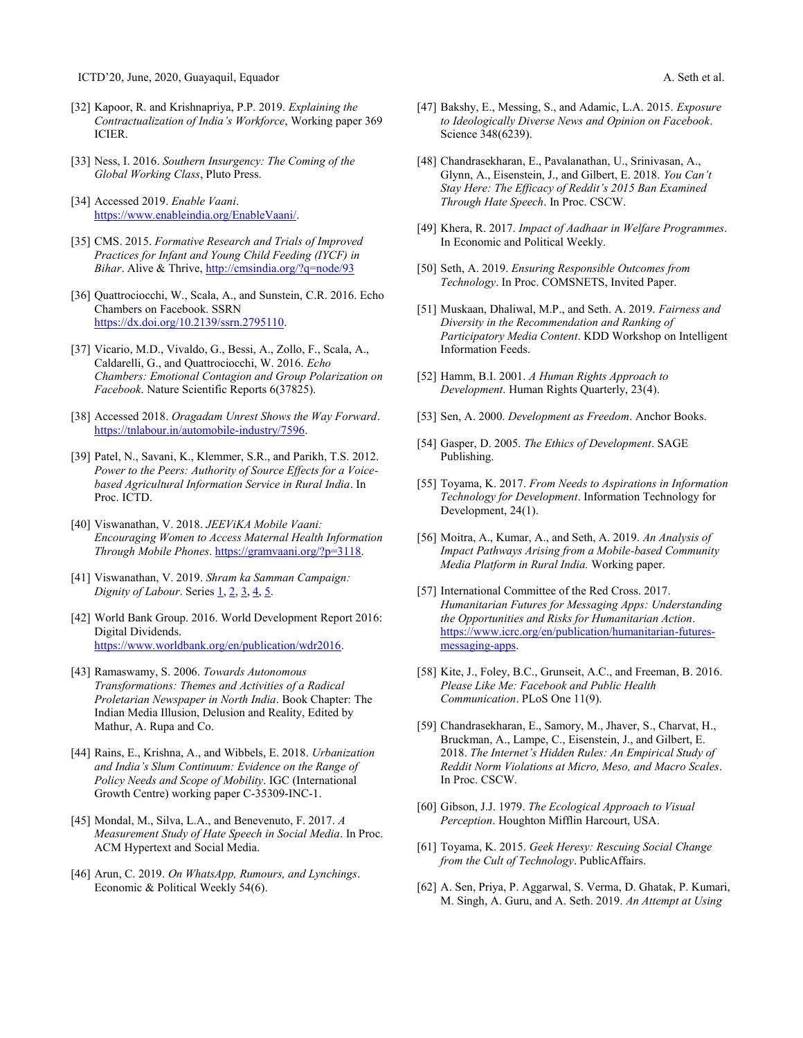[32] Kapoor, R. and Krishnapriya, P.P. 2019. *Explaining the Contractualization of India's Workforce*, Working paper 369 ICIER.

[33] Ness, I. 2016. *Southern Insurgency: The Coming of the Global Working Class*, Pluto Press.

[34] Accessed 2019. *Enable Vaani*. https://www.enableindia.org/EnableVaani/.

[35] CMS. 2015. *Formative Research and Trials of Improved Practices for Infant and Young Child Feeding (IYCF) in Bihar*. Alive & Thrive, http://cmsindia.org/?q=node/93

[36] Quattrociocchi, W., Scala, A., and Sunstein, C.R. 2016. Echo Chambers on Facebook. SSRN https://dx.doi.org/10.2139/ssrn.2795110.

[37] Vicario, M.D., Vivaldo, G., Bessi, A., Zollo, F., Scala, A., Caldarelli, G., and Quattrociocchi, W. 2016. *Echo Chambers: Emotional Contagion and Group Polarization on Facebook*. Nature Scientific Reports 6(37825).

[38] Accessed 2018. *Oragadam Unrest Shows the Way Forward*. https://tnlabour.in/automobile-industry/7596.

[39] Patel, N., Savani, K., Klemmer, S.R., and Parikh, T.S. 2012. *Power to the Peers: Authority of Source Effects for a Voice-based Agricultural Information Service in Rural India*. In Proc. ICTD.

[40] Viswanathan, V. 2018. *JEEViKA Mobile Vaani: Encouraging Women to Access Maternal Health Information Through Mobile Phones*. https://gramvaani.org/?p=3118.

[41] Viswanathan, V. 2019. *Shram ka Samman Campaign: Dignity of Labour*. Series 1, 2, 3, 4, 5.

[42] World Bank Group. 2016. World Development Report 2016: Digital Dividends. https://www.worldbank.org/en/publication/wdr2016.

[43] Ramaswamy, S. 2006. *Towards Autonomous Transformations: Themes and Activities of a Radical Proletarian Newspaper in North India*. Book Chapter: The Indian Media Illusion, Delusion and Reality, Edited by Mathur, A. Rupa and Co.

[44] Rains, E., Krishna, A., and Wibbels, E. 2018. *Urbanization and India's Slum Continuum: Evidence on the Range of Policy Needs and Scope of Mobility*. IGC (International Growth Centre) working paper C-35309-INC-1.

[45] Mondal, M., Silva, L.A., and Benevenuto, F. 2017. *A Measurement Study of Hate Speech in Social Media*. In Proc. ACM Hypertext and Social Media.

[46] Arun, C. 2019. *On WhatsApp, Rumours, and Lynchings*. Economic & Political Weekly 54(6).

[47] Bakshy, E., Messing, S., and Adamic, L.A. 2015. *Exposure to Ideologically Diverse News and Opinion on Facebook*. Science 348(6239).

[48] Chandrasekharan, E., Pavalanathan, U., Srinivasan, A., Glynn, A., Eisenstein, J., and Gilbert, E. 2018. *You Can't Stay Here: The Efficacy of Reddit's 2015 Ban Examined Through Hate Speech*. In Proc. CSCW.

[49] Khera, R. 2017. *Impact of Aadhaar in Welfare Programmes*. In Economic and Political Weekly.

[50] Seth, A. 2019. *Ensuring Responsible Outcomes from Technology*. In Proc. COMSNETS, Invited Paper.

[51] Muskaan, Dhaliwal, M.P., and Seth. A. 2019. *Fairness and Diversity in the Recommendation and Ranking of Participatory Media Content*. KDD Workshop on Intelligent Information Feeds.

[52] Hamm, B.I. 2001. *A Human Rights Approach to Development*. Human Rights Quarterly, 23(4).

[53] Sen, A. 2000. *Development as Freedom*. Anchor Books.

[54] Gasper, D. 2005. *The Ethics of Development*. SAGE Publishing.

[55] Toyama, K. 2017. *From Needs to Aspirations in Information Technology for Development*. Information Technology for Development, 24(1).

[56] Moitra, A., Kumar, A., and Seth, A. 2019. *An Analysis of Impact Pathways Arising from a Mobile-based Community Media Platform in Rural India.* Working paper.

[57] International Committee of the Red Cross. 2017. *Humanitarian Futures for Messaging Apps: Understanding the Opportunities and Risks for Humanitarian Action*. https://www.icrc.org/en/publication/humanitarian-futures-messaging-apps.

[58] Kite, J., Foley, B.C., Grunseit, A.C., and Freeman, B. 2016. *Please Like Me: Facebook and Public Health Communication*. PLoS One 11(9).

[59] Chandrasekharan, E., Samory, M., Jhaver, S., Charvat, H., Bruckman, A., Lampe, C., Eisenstein, J., and Gilbert, E. 2018. *The Internet's Hidden Rules: An Empirical Study of Reddit Norm Violations at Micro, Meso, and Macro Scales*. In Proc. CSCW.

[60] Gibson, J.J. 1979. *The Ecological Approach to Visual Perception*. Houghton Mifflin Harcourt, USA.

[61] Toyama, K. 2015. *Geek Heresy: Rescuing Social Change from the Cult of Technology*. PublicAffairs.

[62] A. Sen, Priya, P. Aggarwal, S. Verma, D. Ghatak, P. Kumari, M. Singh, A. Guru, and A. Seth. 2019. *An Attempt at Using*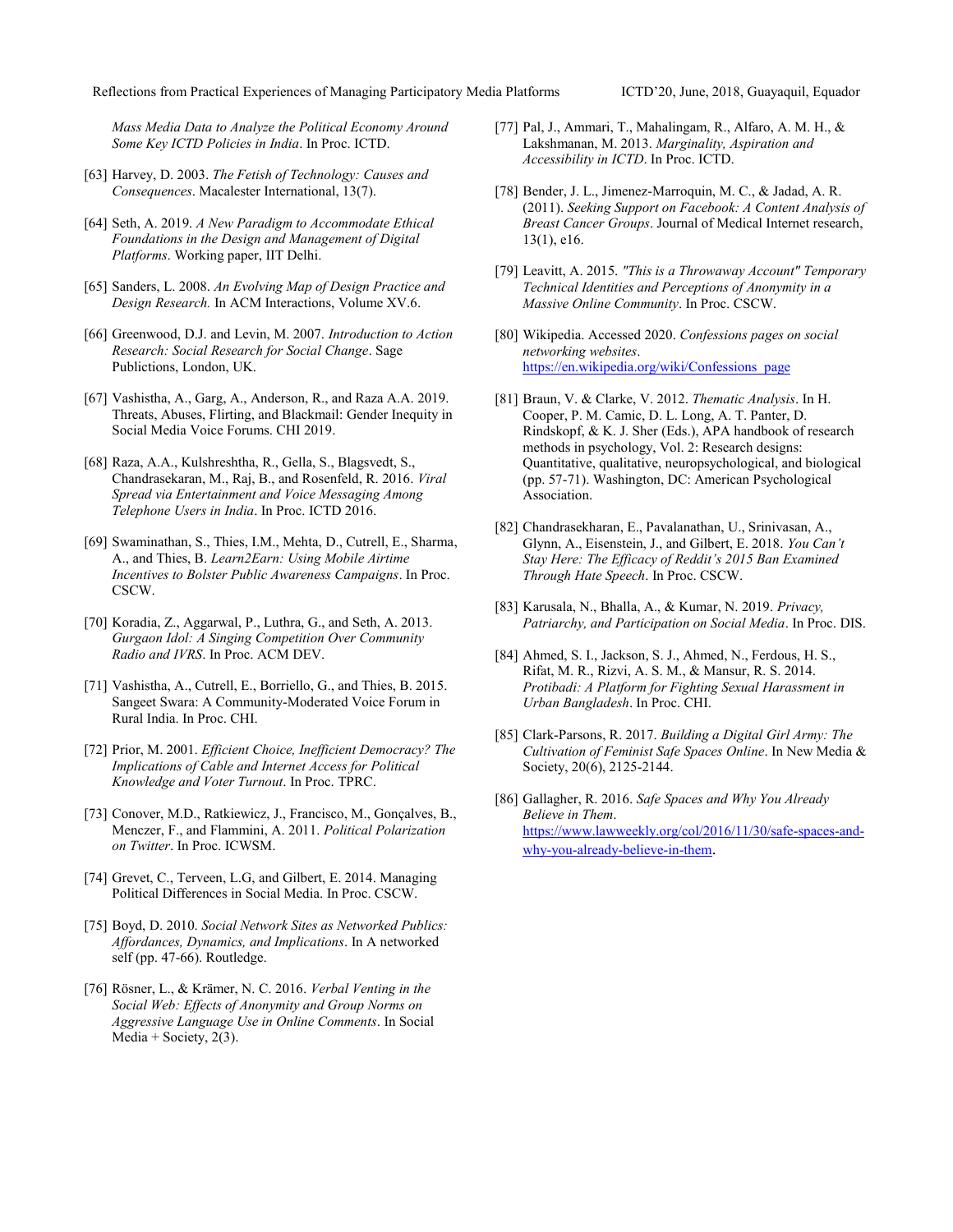*Mass Media Data to Analyze the Political Economy Around Some Key ICTD Policies in India*. In Proc. ICTD.

[63] Harvey, D. 2003. *The Fetish of Technology: Causes and Consequences*. Macalester International, 13(7).

[64] Seth, A. 2019. *A New Paradigm to Accommodate Ethical Foundations in the Design and Management of Digital Platforms*. Working paper, IIT Delhi.

[65] Sanders, L. 2008. *An Evolving Map of Design Practice and Design Research.* In ACM Interactions, Volume XV.6.

[66] Greenwood, D.J. and Levin, M. 2007. *Introduction to Action Research: Social Research for Social Change*. Sage Publictions, London, UK.

[67] Vashistha, A., Garg, A., Anderson, R., and Raza A.A. 2019. Threats, Abuses, Flirting, and Blackmail: Gender Inequity in Social Media Voice Forums. CHI 2019.

[68] Raza, A.A., Kulshreshtha, R., Gella, S., Blagsvedt, S., Chandrasekaran, M., Raj, B., and Rosenfeld, R. 2016. *Viral Spread via Entertainment and Voice Messaging Among Telephone Users in India*. In Proc. ICTD 2016.

[69] Swaminathan, S., Thies, I.M., Mehta, D., Cutrell, E., Sharma, A., and Thies, B. *Learn2Earn: Using Mobile Airtime Incentives to Bolster Public Awareness Campaigns*. In Proc. CSCW.

[70] Koradia, Z., Aggarwal, P., Luthra, G., and Seth, A. 2013. *Gurgaon Idol: A Singing Competition Over Community Radio and IVRS*. In Proc. ACM DEV.

[71] Vashistha, A., Cutrell, E., Borriello, G., and Thies, B. 2015. Sangeet Swara: A Community-Moderated Voice Forum in Rural India. In Proc. CHI.

[72] Prior, M. 2001. *Efficient Choice, Inefficient Democracy? The Implications of Cable and Internet Access for Political Knowledge and Voter Turnout*. In Proc. TPRC.

[73] Conover, M.D., Ratkiewicz, J., Francisco, M., Gonçalves, B., Menczer, F., and Flammini, A. 2011. *Political Polarization on Twitter*. In Proc. ICWSM.

[74] Grevet, C., Terveen, L.G, and Gilbert, E. 2014. Managing Political Differences in Social Media. In Proc. CSCW.

[75] Boyd, D. 2010. *Social Network Sites as Networked Publics: Affordances, Dynamics, and Implications*. In A networked self (pp. 47-66). Routledge.

[76] Rösner, L., & Krämer, N. C. 2016. *Verbal Venting in the Social Web: Effects of Anonymity and Group Norms on Aggressive Language Use in Online Comments*. In Social Media + Society, 2(3).

[77] Pal, J., Ammari, T., Mahalingam, R., Alfaro, A. M. H., & Lakshmanan, M. 2013. *Marginality, Aspiration and Accessibility in ICTD*. In Proc. ICTD.

[78] Bender, J. L., Jimenez-Marroquin, M. C., & Jadad, A. R. (2011). *Seeking Support on Facebook: A Content Analysis of Breast Cancer Groups*. Journal of Medical Internet research, 13(1), e16.

[79] Leavitt, A. 2015. *"This is a Throwaway Account" Temporary Technical Identities and Perceptions of Anonymity in a Massive Online Community*. In Proc. CSCW.

[80] Wikipedia. Accessed 2020. *Confessions pages on social networking websites*. https://en.wikipedia.org/wiki/Confessions_page

[81] Braun, V. & Clarke, V. 2012. *Thematic Analysis*. In H. Cooper, P. M. Camic, D. L. Long, A. T. Panter, D. Rindskopf, & K. J. Sher (Eds.), APA handbook of research methods in psychology, Vol. 2: Research designs: Quantitative, qualitative, neuropsychological, and biological (pp. 57-71). Washington, DC: American Psychological Association.

[82] Chandrasekharan, E., Pavalanathan, U., Srinivasan, A., Glynn, A., Eisenstein, J., and Gilbert, E. 2018. *You Can't Stay Here: The Efficacy of Reddit's 2015 Ban Examined Through Hate Speech*. In Proc. CSCW.

[83] Karusala, N., Bhalla, A., & Kumar, N. 2019. *Privacy, Patriarchy, and Participation on Social Media*. In Proc. DIS.

[84] Ahmed, S. I., Jackson, S. J., Ahmed, N., Ferdous, H. S., Rifat, M. R., Rizvi, A. S. M., & Mansur, R. S. 2014. *Protibadi: A Platform for Fighting Sexual Harassment in Urban Bangladesh*. In Proc. CHI.

[85] Clark-Parsons, R. 2017. *Building a Digital Girl Army: The Cultivation of Feminist Safe Spaces Online*. In New Media & Society, 20(6), 2125-2144.

[86] Gallagher, R. 2016. *Safe Spaces and Why You Already Believe in Them*. https://www.lawweekly.org/col/2016/11/30/safe-spaces-and-why-you-already-believe-in-them.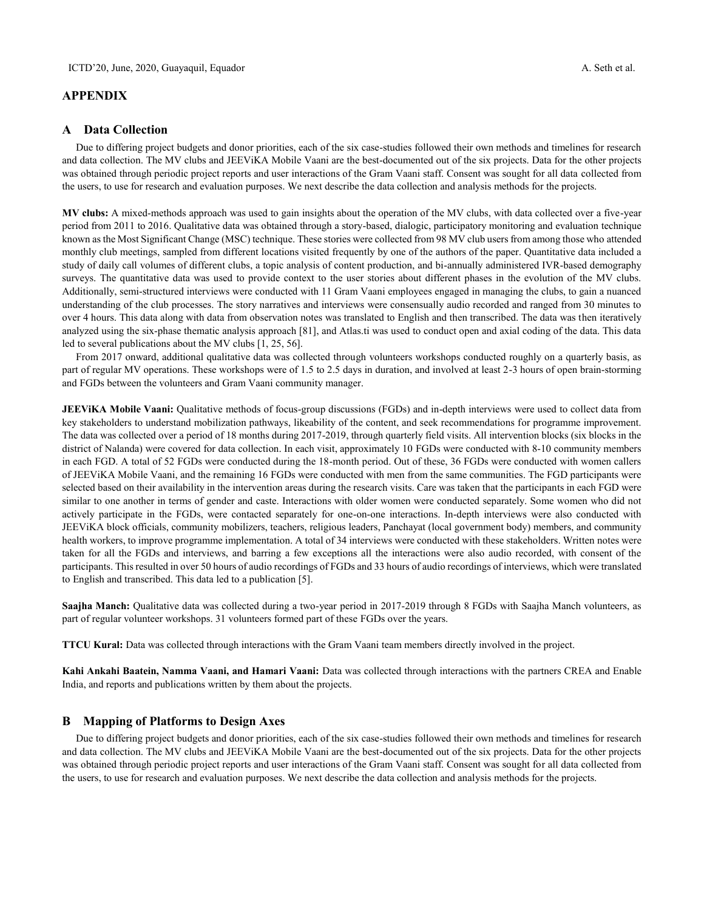# APPENDIX

## A Data Collection

Due to differing project budgets and donor priorities, each of the six case-studies followed their own methods and timelines for research and data collection. The MV clubs and JEEViKA Mobile Vaani are the best-documented out of the six projects. Data for the other projects was obtained through periodic project reports and user interactions of the Gram Vaani staff. Consent was sought for all data collected from the users, to use for research and evaluation purposes. We next describe the data collection and analysis methods for the projects.

**MV clubs:** A mixed-methods approach was used to gain insights about the operation of the MV clubs, with data collected over a five-year period from 2011 to 2016. Qualitative data was obtained through a story-based, dialogic, participatory monitoring and evaluation technique known as the Most Significant Change (MSC) technique. These stories were collected from 98 MV club users from among those who attended monthly club meetings, sampled from different locations visited frequently by one of the authors of the paper. Quantitative data included a study of daily call volumes of different clubs, a topic analysis of content production, and bi-annually administered IVR-based demography surveys. The quantitative data was used to provide context to the user stories about different phases in the evolution of the MV clubs. Additionally, semi-structured interviews were conducted with 11 Gram Vaani employees engaged in managing the clubs, to gain a nuanced understanding of the club processes. The story narratives and interviews were consensually audio recorded and ranged from 30 minutes to over 4 hours. This data along with data from observation notes was translated to English and then transcribed. The data was then iteratively analyzed using the six-phase thematic analysis approach [81], and Atlas.ti was used to conduct open and axial coding of the data. This data led to several publications about the MV clubs [1, 25, 56].

From 2017 onward, additional qualitative data was collected through volunteers workshops conducted roughly on a quarterly basis, as part of regular MV operations. These workshops were of 1.5 to 2.5 days in duration, and involved at least 2-3 hours of open brain-storming and FGDs between the volunteers and Gram Vaani community manager.

**JEEViKA Mobile Vaani:** Qualitative methods of focus-group discussions (FGDs) and in-depth interviews were used to collect data from key stakeholders to understand mobilization pathways, likeability of the content, and seek recommendations for programme improvement. The data was collected over a period of 18 months during 2017-2019, through quarterly field visits. All intervention blocks (six blocks in the district of Nalanda) were covered for data collection. In each visit, approximately 10 FGDs were conducted with 8-10 community members in each FGD. A total of 52 FGDs were conducted during the 18-month period. Out of these, 36 FGDs were conducted with women callers of JEEViKA Mobile Vaani, and the remaining 16 FGDs were conducted with men from the same communities. The FGD participants were selected based on their availability in the intervention areas during the research visits. Care was taken that the participants in each FGD were similar to one another in terms of gender and caste. Interactions with older women were conducted separately. Some women who did not actively participate in the FGDs, were contacted separately for one-on-one interactions. In-depth interviews were also conducted with JEEViKA block officials, community mobilizers, teachers, religious leaders, Panchayat (local government body) members, and community health workers, to improve programme implementation. A total of 34 interviews were conducted with these stakeholders. Written notes were taken for all the FGDs and interviews, and barring a few exceptions all the interactions were also audio recorded, with consent of the participants. This resulted in over 50 hours of audio recordings of FGDs and 33 hours of audio recordings of interviews, which were translated to English and transcribed. This data led to a publication [5].

**Saajha Manch:** Qualitative data was collected during a two-year period in 2017-2019 through 8 FGDs with Saajha Manch volunteers, as part of regular volunteer workshops. 31 volunteers formed part of these FGDs over the years.

**TTCU Kural:** Data was collected through interactions with the Gram Vaani team members directly involved in the project.

**Kahi Ankahi Baatein, Namma Vaani, and Hamari Vaani:** Data was collected through interactions with the partners CREA and Enable India, and reports and publications written by them about the projects.

## B Mapping of Platforms to Design Axes

Due to differing project budgets and donor priorities, each of the six case-studies followed their own methods and timelines for research and data collection. The MV clubs and JEEViKA Mobile Vaani are the best-documented out of the six projects. Data for the other projects was obtained through periodic project reports and user interactions of the Gram Vaani staff. Consent was sought for all data collected from the users, to use for research and evaluation purposes. We next describe the data collection and analysis methods for the projects.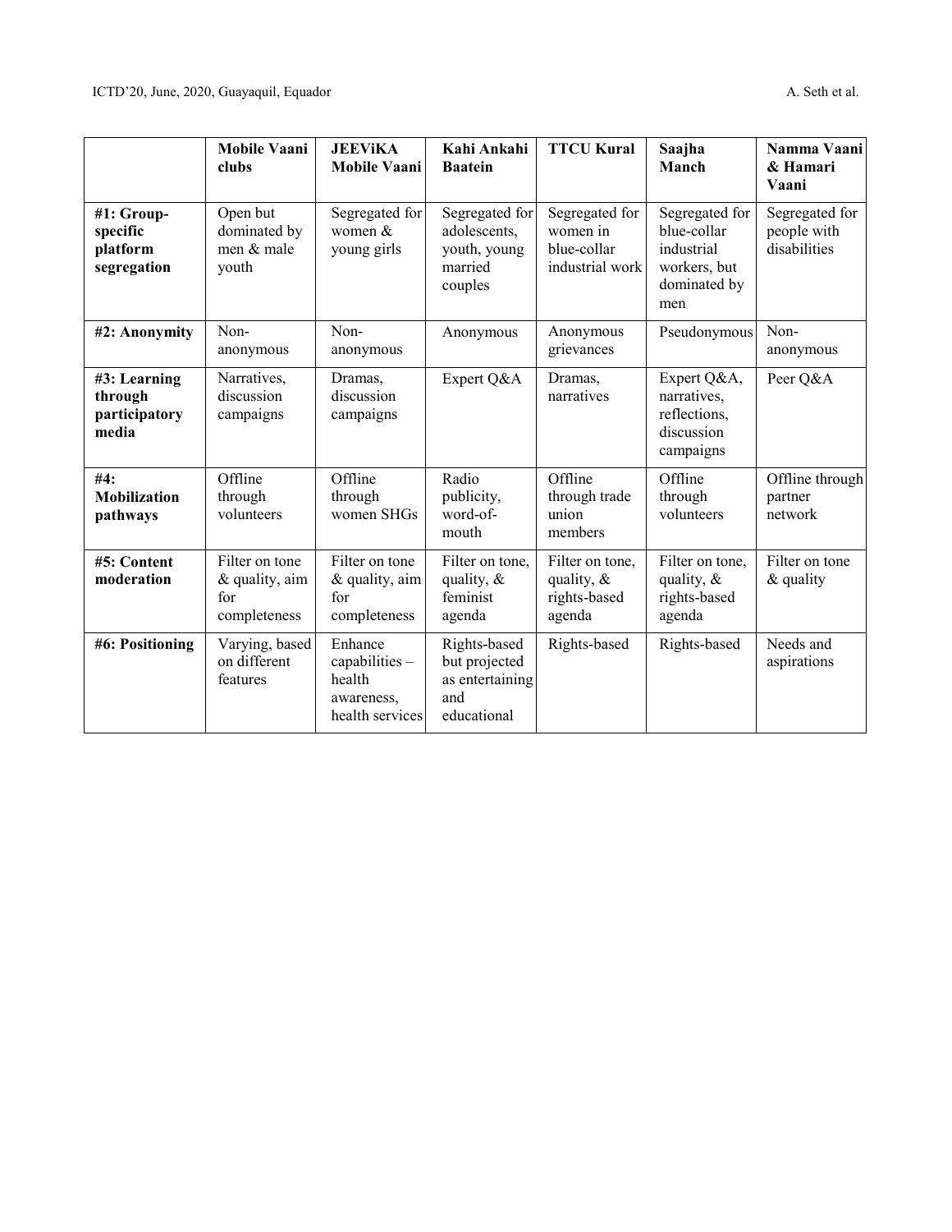| | Mobile Vaani clubs | JEEViKA Mobile Vaani | Kahi Ankahi Baatein | TTCU Kural | Saajha Manch | Namma Vaani & Hamari Vaani |
|---|---|---|---|---|---|---|
| **#1: Group-specific platform segregation** | Open but dominated by men & male youth | Segregated for women & young girls | Segregated for adolescents, youth, young married couples | Segregated for women in blue-collar industrial work | Segregated for blue-collar industrial workers, but dominated by men | Segregated for people with disabilities |
| **#2: Anonymity** | Non-anonymous | Non-anonymous | Anonymous | Anonymous grievances | Pseudonymous | Non-anonymous |
| **#3: Learning through participatory media** | Narratives, discussion campaigns | Dramas, discussion campaigns | Expert Q&A | Dramas, narratives | Expert Q&A, narratives, reflections, discussion campaigns | Peer Q&A |
| **#4: Mobilization pathways** | Offline through volunteers | Offline through women SHGs | Radio publicity, word-of-mouth | Offline through trade union members | Offline through volunteers | Offline through partner network |
| **#5: Content moderation** | Filter on tone & quality, aim for completeness | Filter on tone & quality, aim for completeness | Filter on tone, quality, & feminist agenda | Filter on tone, quality, & rights-based agenda | Filter on tone, quality, & rights-based agenda | Filter on tone & quality |
| **#6: Positioning** | Varying, based on different features | Enhance capabilities – health awareness, health services | Rights-based but projected as entertaining and educational | Rights-based | Rights-based | Needs and aspirations |